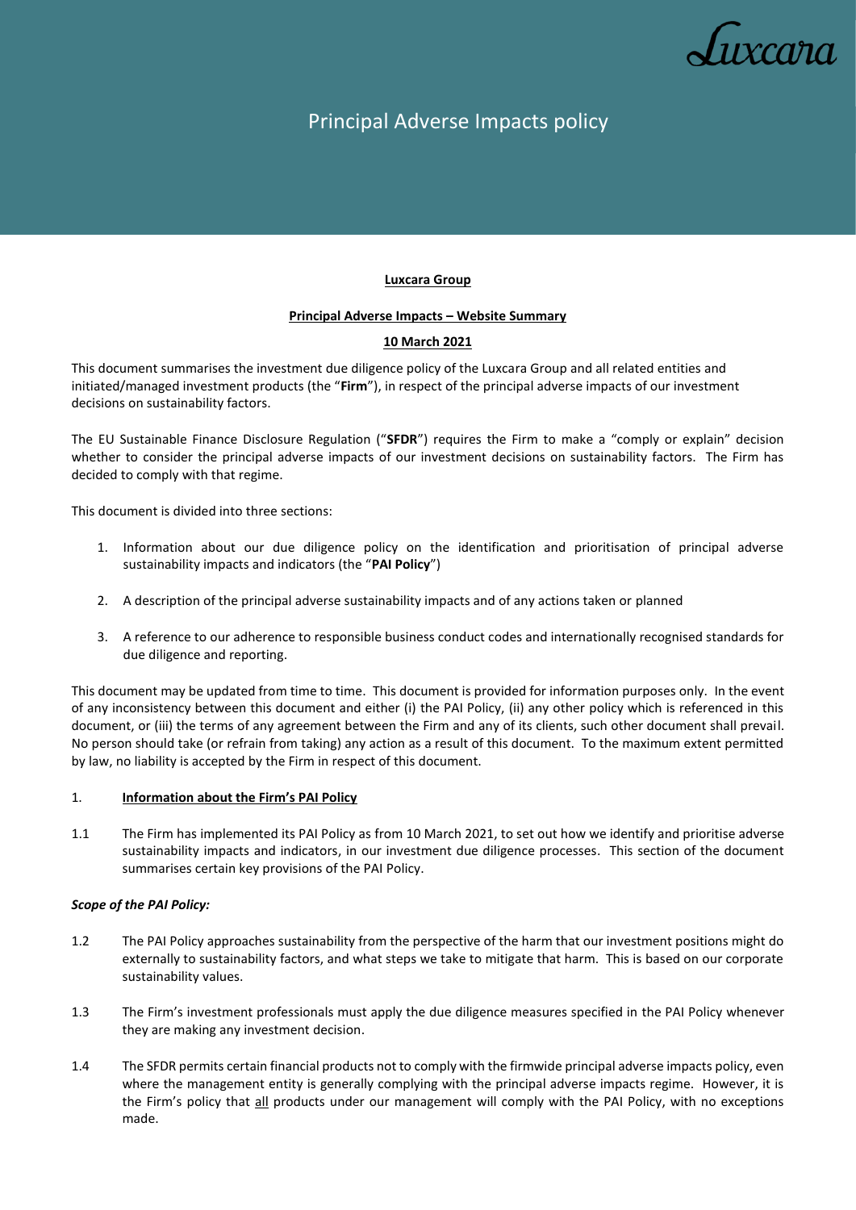Luxcara

# Principal Adverse Impacts policy

**Luxcara Group**

**Principal Adverse Impacts – Website Summary**

**10 March 2021**

This document summarises the investment due diligence policy of the Luxcara Group and all related entities and initiated/managed investment products (the "**Firm**"), in respect of the principal adverse impacts of our investment decisions on sustainability factors.

The EU Sustainable Finance Disclosure Regulation ("**SFDR**") requires the Firm to make a "comply or explain" decision whether to consider the principal adverse impacts of our investment decisions on sustainability factors. The Firm has decided to comply with that regime.

This document is divided into three sections:

1. Information about our due diligence policy on the identification and prioritisation of principal adverse sustainability impacts and indicators (the "**PAI Policy**")
2. A description of the principal adverse sustainability impacts and of any actions taken or planned
3. A reference to our adherence to responsible business conduct codes and internationally recognised standards for due diligence and reporting.

This document may be updated from time to time. This document is provided for information purposes only. In the event of any inconsistency between this document and either (i) the PAI Policy, (ii) any other policy which is referenced in this document, or (iii) the terms of any agreement between the Firm and any of its clients, such other document shall prevail. No person should take (or refrain from taking) any action as a result of this document. To the maximum extent permitted by law, no liability is accepted by the Firm in respect of this document.

## 1. Information about the Firm's PAI Policy

1.1 The Firm has implemented its PAI Policy as from 10 March 2021, to set out how we identify and prioritise adverse sustainability impacts and indicators, in our investment due diligence processes. This section of the document summarises certain key provisions of the PAI Policy.

***Scope of the PAI Policy:***

1.2 The PAI Policy approaches sustainability from the perspective of the harm that our investment positions might do externally to sustainability factors, and what steps we take to mitigate that harm. This is based on our corporate sustainability values.

1.3 The Firm's investment professionals must apply the due diligence measures specified in the PAI Policy whenever they are making any investment decision.

1.4 The SFDR permits certain financial products not to comply with the firmwide principal adverse impacts policy, even where the management entity is generally complying with the principal adverse impacts regime. However, it is the Firm's policy that all products under our management will comply with the PAI Policy, with no exceptions made.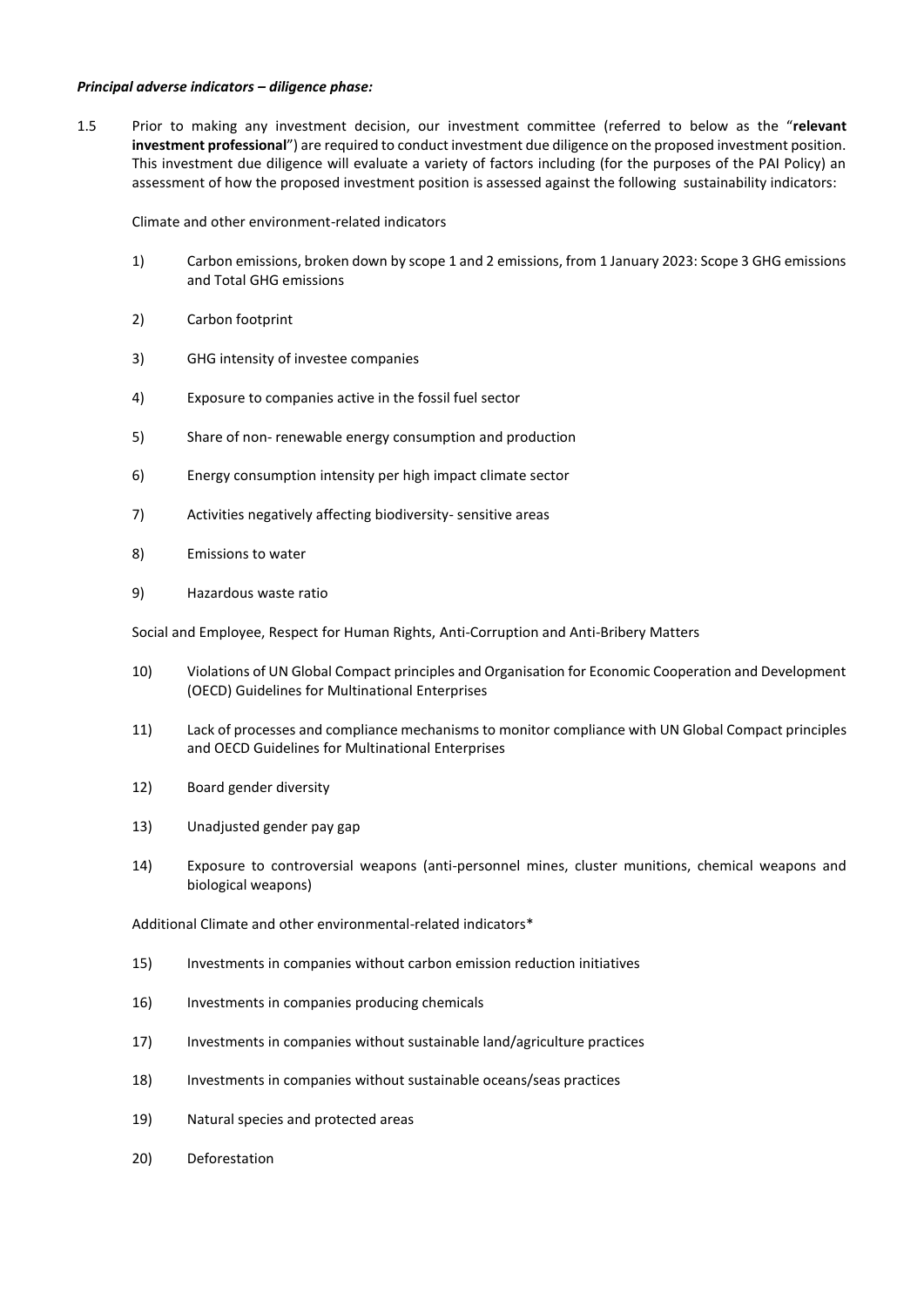***Principal adverse indicators – diligence phase:***

1.5 Prior to making any investment decision, our investment committee (referred to below as the "**relevant investment professional**") are required to conduct investment due diligence on the proposed investment position. This investment due diligence will evaluate a variety of factors including (for the purposes of the PAI Policy) an assessment of how the proposed investment position is assessed against the following sustainability indicators:

Climate and other environment-related indicators

1) Carbon emissions, broken down by scope 1 and 2 emissions, from 1 January 2023: Scope 3 GHG emissions and Total GHG emissions

2) Carbon footprint

3) GHG intensity of investee companies

4) Exposure to companies active in the fossil fuel sector

5) Share of non- renewable energy consumption and production

6) Energy consumption intensity per high impact climate sector

7) Activities negatively affecting biodiversity- sensitive areas

8) Emissions to water

9) Hazardous waste ratio

Social and Employee, Respect for Human Rights, Anti-Corruption and Anti-Bribery Matters

10) Violations of UN Global Compact principles and Organisation for Economic Cooperation and Development (OECD) Guidelines for Multinational Enterprises

11) Lack of processes and compliance mechanisms to monitor compliance with UN Global Compact principles and OECD Guidelines for Multinational Enterprises

12) Board gender diversity

13) Unadjusted gender pay gap

14) Exposure to controversial weapons (anti-personnel mines, cluster munitions, chemical weapons and biological weapons)

Additional Climate and other environmental-related indicators*

15) Investments in companies without carbon emission reduction initiatives

16) Investments in companies producing chemicals

17) Investments in companies without sustainable land/agriculture practices

18) Investments in companies without sustainable oceans/seas practices

19) Natural species and protected areas

20) Deforestation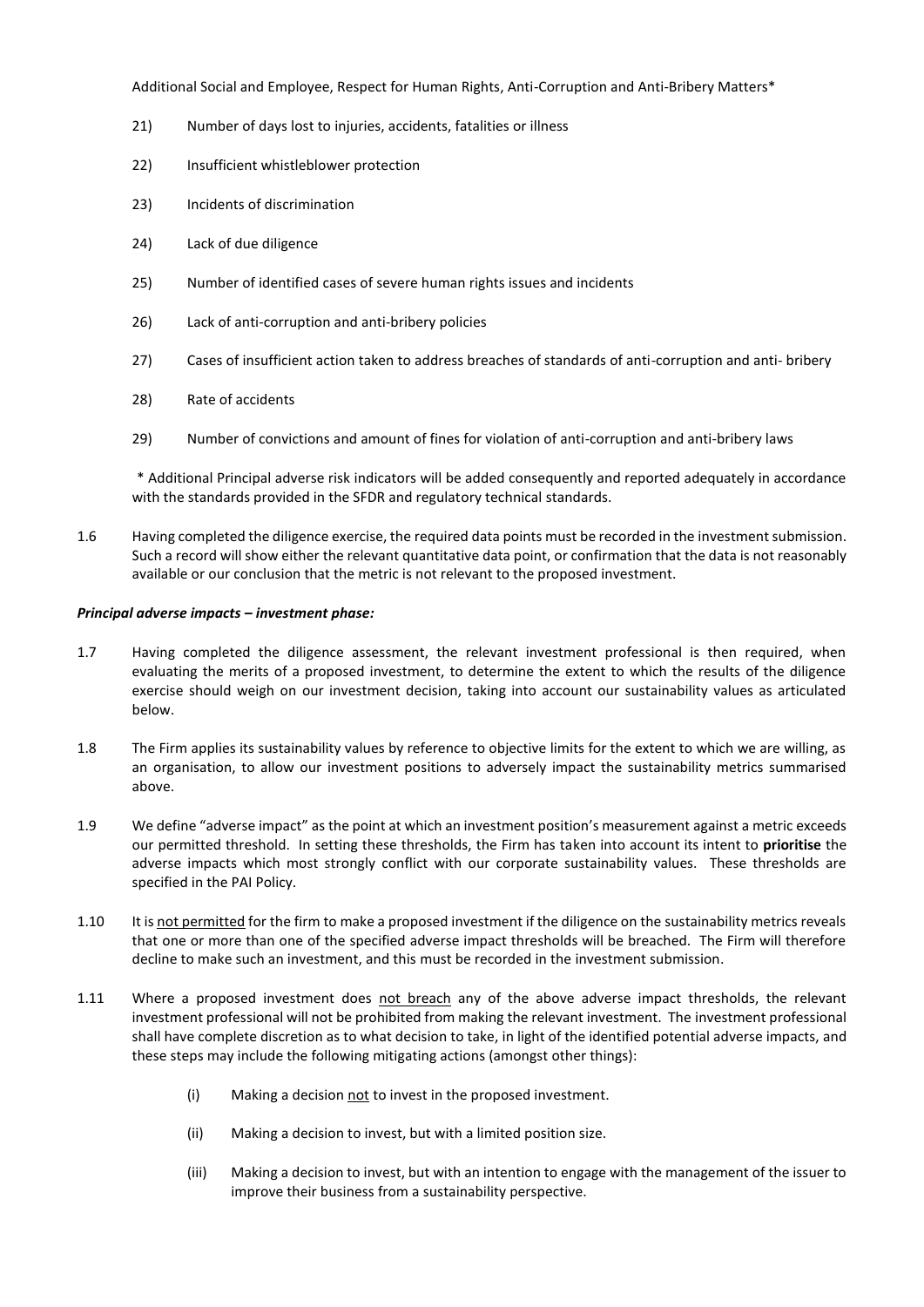Additional Social and Employee, Respect for Human Rights, Anti-Corruption and Anti-Bribery Matters*

21) Number of days lost to injuries, accidents, fatalities or illness

22) Insufficient whistleblower protection

23) Incidents of discrimination

24) Lack of due diligence

25) Number of identified cases of severe human rights issues and incidents

26) Lack of anti-corruption and anti-bribery policies

27) Cases of insufficient action taken to address breaches of standards of anti-corruption and anti- bribery

28) Rate of accidents

29) Number of convictions and amount of fines for violation of anti-corruption and anti-bribery laws

\* Additional Principal adverse risk indicators will be added consequently and reported adequately in accordance with the standards provided in the SFDR and regulatory technical standards.

1.6 Having completed the diligence exercise, the required data points must be recorded in the investment submission. Such a record will show either the relevant quantitative data point, or confirmation that the data is not reasonably available or our conclusion that the metric is not relevant to the proposed investment.

***Principal adverse impacts – investment phase:***

1.7 Having completed the diligence assessment, the relevant investment professional is then required, when evaluating the merits of a proposed investment, to determine the extent to which the results of the diligence exercise should weigh on our investment decision, taking into account our sustainability values as articulated below.

1.8 The Firm applies its sustainability values by reference to objective limits for the extent to which we are willing, as an organisation, to allow our investment positions to adversely impact the sustainability metrics summarised above.

1.9 We define "adverse impact" as the point at which an investment position's measurement against a metric exceeds our permitted threshold. In setting these thresholds, the Firm has taken into account its intent to **prioritise** the adverse impacts which most strongly conflict with our corporate sustainability values. These thresholds are specified in the PAI Policy.

1.10 It is <u>not permitted</u> for the firm to make a proposed investment if the diligence on the sustainability metrics reveals that one or more than one of the specified adverse impact thresholds will be breached. The Firm will therefore decline to make such an investment, and this must be recorded in the investment submission.

1.11 Where a proposed investment does <u>not breach</u> any of the above adverse impact thresholds, the relevant investment professional will not be prohibited from making the relevant investment. The investment professional shall have complete discretion as to what decision to take, in light of the identified potential adverse impacts, and these steps may include the following mitigating actions (amongst other things):

(i) Making a decision <u>not</u> to invest in the proposed investment.

(ii) Making a decision to invest, but with a limited position size.

(iii) Making a decision to invest, but with an intention to engage with the management of the issuer to improve their business from a sustainability perspective.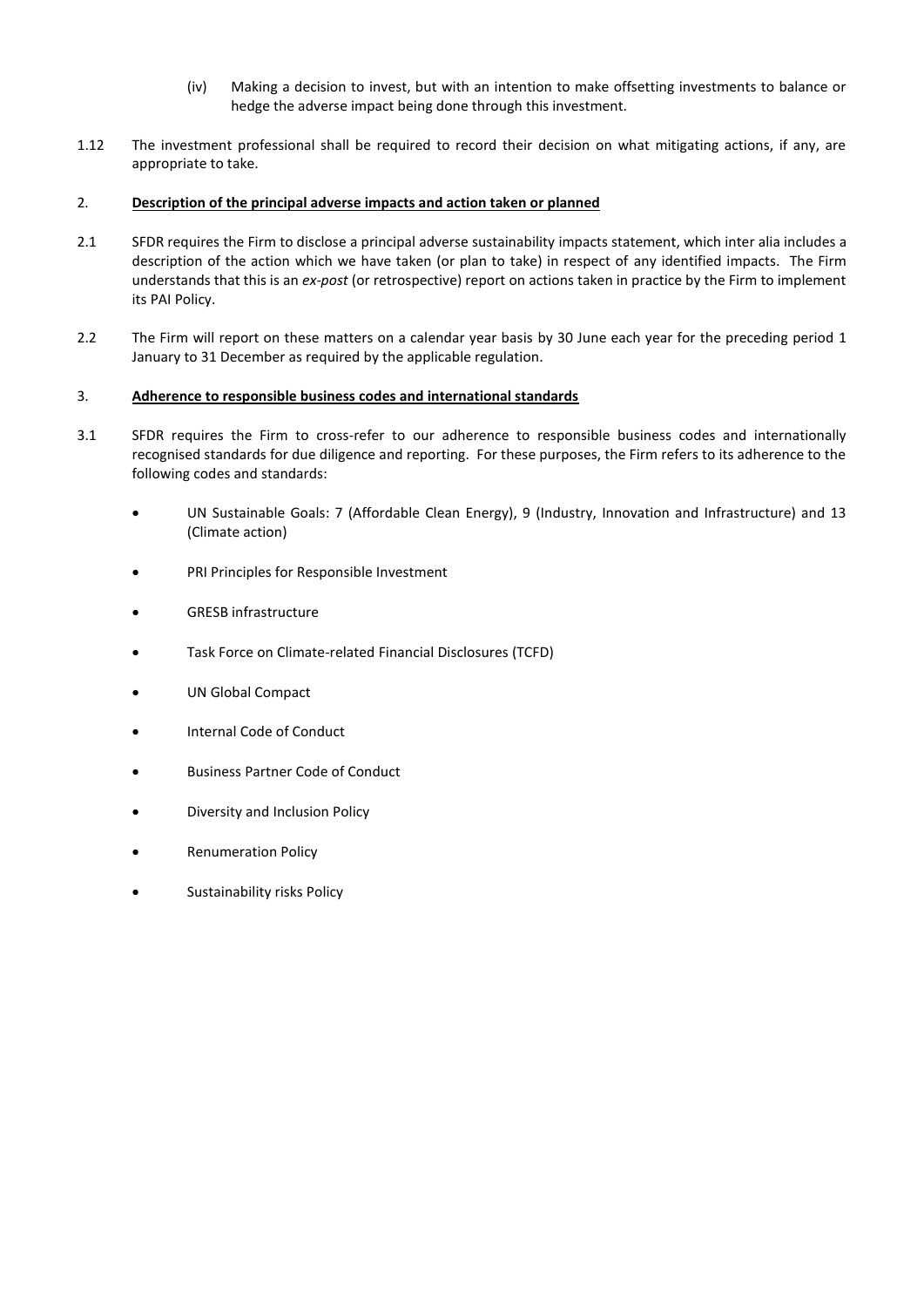(iv) Making a decision to invest, but with an intention to make offsetting investments to balance or hedge the adverse impact being done through this investment.

1.12 The investment professional shall be required to record their decision on what mitigating actions, if any, are appropriate to take.

## 2. **Description of the principal adverse impacts and action taken or planned**

2.1 SFDR requires the Firm to disclose a principal adverse sustainability impacts statement, which inter alia includes a description of the action which we have taken (or plan to take) in respect of any identified impacts. The Firm understands that this is an *ex-post* (or retrospective) report on actions taken in practice by the Firm to implement its PAI Policy.

2.2 The Firm will report on these matters on a calendar year basis by 30 June each year for the preceding period 1 January to 31 December as required by the applicable regulation.

## 3. **Adherence to responsible business codes and international standards**

3.1 SFDR requires the Firm to cross-refer to our adherence to responsible business codes and internationally recognised standards for due diligence and reporting. For these purposes, the Firm refers to its adherence to the following codes and standards:

- UN Sustainable Goals: 7 (Affordable Clean Energy), 9 (Industry, Innovation and Infrastructure) and 13 (Climate action)
- PRI Principles for Responsible Investment
- GRESB infrastructure
- Task Force on Climate-related Financial Disclosures (TCFD)
- UN Global Compact
- Internal Code of Conduct
- Business Partner Code of Conduct
- Diversity and Inclusion Policy
- Renumeration Policy
- Sustainability risks Policy